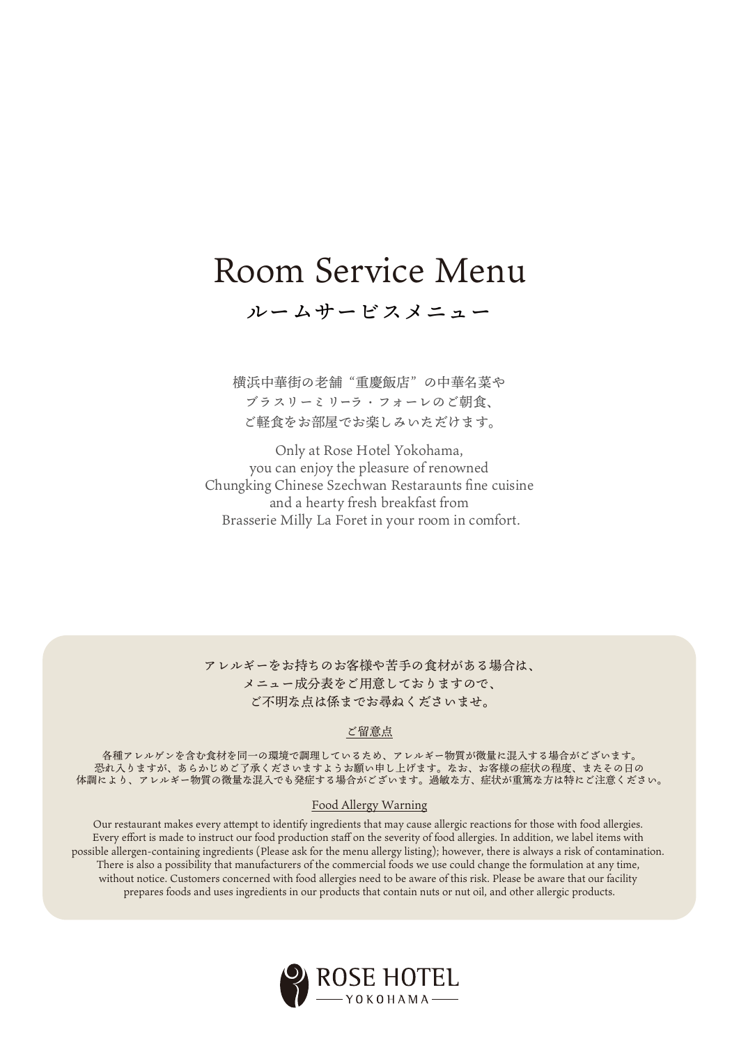# Room Service Menu

## ルームサービスメニュー

横浜中華街の老舗“重慶飯店”の中華名菜や
ブラスリーミリーラ・フォーレのご朝食、
ご軽食をお部屋でお楽しみいただけます。

Only at Rose Hotel Yokohama,
you can enjoy the pleasure of renowned
Chungking Chinese Szechwan Restaraunts fine cuisine
and a hearty fresh breakfast from
Brasserie Milly La Foret in your room in comfort.

アレルギーをお持ちのお客様や苦手の食材がある場合は、
メニュー成分表をご用意しておりますので、
ご不明な点は係までお尋ねくださいませ。

ご留意点

各種アレルゲンを含む食材を同一の環境で調理しているため、アレルギー物質が微量に混入する場合がございます。
恐れ入りますが、あらかじめご了承くださいますようお願い申し上げます。なお、お客様の症状の程度、またその日の
体調により、アレルギー物質の微量な混入でも発症する場合がございます。過敏な方、症状が重篤な方は特にご注意ください。

Food Allergy Warning

Our restaurant makes every attempt to identify ingredients that may cause allergic reactions for those with food allergies.
Every effort is made to instruct our food production staff on the severity of food allergies. In addition, we label items with
possible allergen-containing ingredients (Please ask for the menu allergy listing); however, there is always a risk of contamination.
There is also a possibility that manufacturers of the commercial foods we use could change the formulation at any time,
without notice. Customers concerned with food allergies need to be aware of this risk. Please be aware that our facility
prepares foods and uses ingredients in our products that contain nuts or nut oil, and other allergic products.

ROSE HOTEL
YOKOHAMA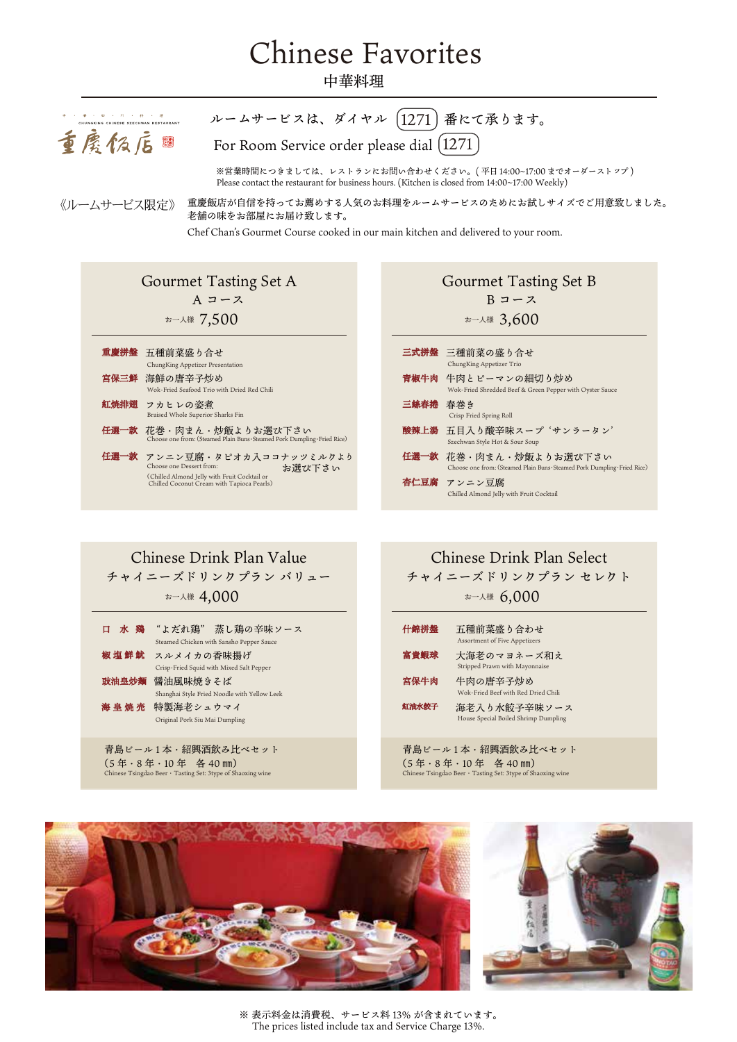# Chinese Favorites
中華料理

重慶飯店

ルームサービスは、ダイヤル 1271 番にて承ります。

For Room Service order please dial 1271

※営業時間につきましては、レストランにお問い合わせください。（平日 14:00~17:00 までオーダーストップ）
Please contact the restaurant for business hours. (Kitchen is closed from 14:00~17:00 Weekly)

《ルームサービス限定》 重慶飯店が自信を持ってお薦めする人気のお料理をルームサービスのためにお試しサイズでご用意致しました。
老舗の味をお部屋にお届け致します。
Chef Chan's Gourmet Course cooked in our main kitchen and delivered to your room.

## Gourmet Tasting Set A
Aコース
お一人様 7,500

- **重慶拼盤** 五種前菜盛り合せ
  ChungKing Appetizer Presentation
- **宮保三鮮** 海鮮の唐辛子炒め
  Wok-Fried Seafood Trio with Dried Red Chili
- **紅焼排翅** フカヒレの姿煮
  Braised Whole Superior Sharks Fin
- **任選一款** 花巻・肉まん・炒飯よりお選び下さい
  Choose one from: (Steamed Plain Buns・Steamed Pork Dumpling・Fried Rice)
- **任選一款** アンニン豆腐・タピオカ入ココナッツミルクよりお選び下さい
  Choose one Dessert from:
  (Chilled Almond Jelly with Fruit Cocktail or Chilled Coconut Cream with Tapioca Pearls)

## Gourmet Tasting Set B
Bコース
お一人様 3,600

- **三式拼盤** 三種前菜の盛り合せ
  ChungKing Appetizer Trio
- **青椒牛肉** 牛肉とピーマンの細切り炒め
  Wok-Fried Shredded Beef & Green Pepper with Oyster Sauce
- **三絲春捲** 春巻き
  Crisp Fried Spring Roll
- **酸辣上湯** 五目入り酸辛味スープ‘サンラータン’
  Szechwan Style Hot & Sour Soup
- **任選一款** 花巻・肉まん・炒飯よりお選び下さい
  Choose one from: (Steamed Plain Buns・Steamed Pork Dumpling・Fried Rice)
- **杏仁豆腐** アンニン豆腐
  Chilled Almond Jelly with Fruit Cocktail

## Chinese Drink Plan Value
チャイニーズドリンクプラン バリュー
お一人様 4,000

- **口水鶏** “よだれ鶏” 蒸し鶏の辛味ソース
  Steamed Chicken with Sansho Pepper Sauce
- **椒塩鮮魷** スルメイカの香味揚げ
  Crisp-Fried Squid with Mixed Salt Pepper
- **豉油皇炒麺** 醤油風味焼きそば
  Shanghai Style Fried Noodle with Yellow Leek
- **海皇焼売** 特製海老シュウマイ
  Original Pork Siu Mai Dumpling

青島ビール1本・紹興酒飲み比べセット
（5年・8年・10年　各40㎖）
Chinese Tsingdao Beer・Tasting Set: 3type of Shaoxing wine

## Chinese Drink Plan Select
チャイニーズドリンクプラン セレクト
お一人様 6,000

- **什錦拼盤** 五種前菜盛り合わせ
  Assortment of Five Appetizers
- **富貴蝦球** 大海老のマヨネーズ和え
  Stripped Prawn with Mayonnaise
- **宮保牛肉** 牛肉の唐辛子炒め
  Wok-Fried Beef with Red Dried Chili
- **紅油水餃子** 海老入り水餃子辛味ソース
  House Special Boiled Shrimp Dumpling

青島ビール1本・紹興酒飲み比べセット
（5年・8年・10年　各40㎖）
Chinese Tsingdao Beer・Tasting Set: 3type of Shaoxing wine

※表示料金は消費税、サービス料13%が含まれています。
The prices listed include tax and Service Charge 13%.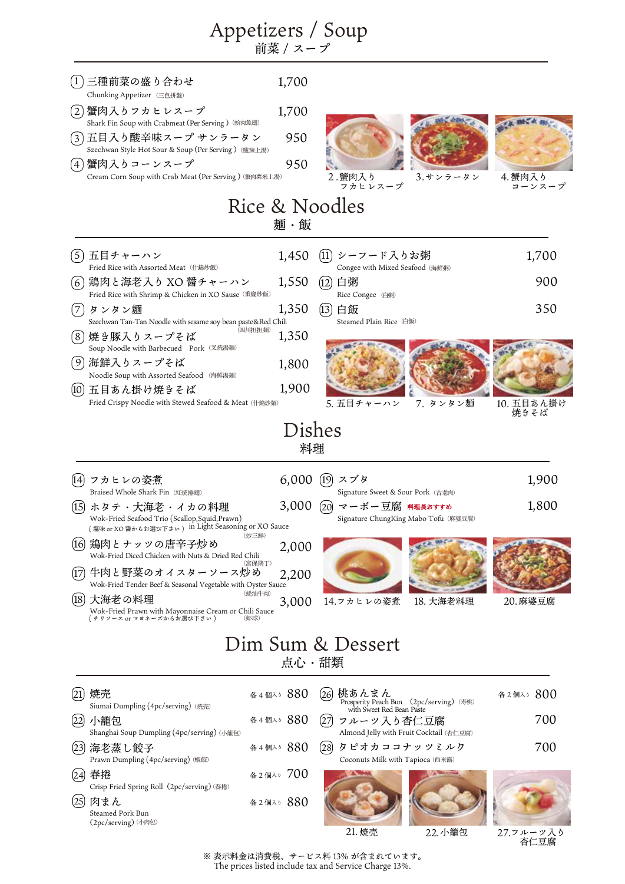# Appetizers / Soup
## 前菜 / スープ

| No. | Item | Price |
|---|---|---|
| 1 | 三種前菜の盛り合わせ<br>Chunking Appetizer（三色拼盤） | 1,700 |
| 2 | 蟹肉入りフカヒレスープ<br>Shark Fin Soup with Crabmeat (Per Serving)（蟹肉魚翅） | 1,700 |
| 3 | 五目入り酸辛味スープ サンラータン<br>Szechwan Style Hot Sour & Soup (Per Serving)（酸辣上湯） | 950 |
| 4 | 蟹肉入りコーンスープ<br>Cream Corn Soup with Crab Meat (Per Serving)（蟹肉粟米上湯） | 950 |

2.蟹肉入りフカヒレスープ　3.サンラータン　4.蟹肉入りコーンスープ

# Rice & Noodles
## 麺・飯

| No. | Item | Price |
|---|---|---|
| 5 | 五目チャーハン<br>Fried Rice with Assorted Meat（什錦炒飯） | 1,450 |
| 6 | 鶏肉と海老入り XO 醤チャーハン<br>Fried Rice with Shrimp & Chicken in XO Sause（重慶炒飯） | 1,550 |
| 7 | タンタン麺<br>Szechwan Tan-Tan Noodle with sesame soy bean paste&Red Chili（四川担担麺） | 1,350 |
| 8 | 焼き豚入りスープそば<br>Soup Noodle with Barbecued Pork（叉焼湯麺） | 1,350 |
| 9 | 海鮮入りスープそば<br>Noodle Soup with Assorted Seafood（海鮮湯麺） | 1,800 |
| 10 | 五目あん掛け焼きそば<br>Fried Crispy Noodle with Stewed Seafood & Meat（什錦炒麺） | 1,900 |
| 11 | シーフード入りお粥<br>Congee with Mixed Seafood（海鮮粥） | 1,700 |
| 12 | 白粥<br>Rice Congee（白粥） | 900 |
| 13 | 白飯<br>Steamed Plain Rice（白飯） | 350 |

5. 五目チャーハン　7. タンタン麺　10. 五目あん掛け焼きそば

# Dishes
## 料理

| No. | Item | Price |
|---|---|---|
| 14 | フカヒレの姿煮<br>Braised Whole Shark Fin（紅焼排翅） | 6,000 |
| 15 | ホタテ・大海老・イカの料理<br>Wok-Fried Seafood Trio (Scallop,Squid,Prawn) in Light Seasoning or XO Sause（炒三鮮）<br>（塩味 or XO 醤からお選び下さい） | 3,000 |
| 16 | 鶏肉とナッツの唐辛子炒め<br>Wok-Fried Diced Chicken with Nuts & Dried Red Chili（宮保鶏丁） | 2,000 |
| 17 | 牛肉と野菜のオイスターソース炒め<br>Wok-Fried Tender Beef & Seasonal Vegetable with Oyster Sauce（蚝油牛肉） | 2,200 |
| 18 | 大海老の料理<br>Wok-Fried Prawn with Mayonnaise Cream or Chili Sauce（蝦球）<br>（チリソース or マヨネーズからお選び下さい） | 3,000 |
| 19 | スブタ<br>Signature Sweet & Sour Pork（古老肉） | 1,900 |
| 20 | マーボー豆腐 **料理長おすすめ**<br>Signature ChungKing Mabo Tofu（麻婆豆腐） | 1,800 |

14.フカヒレの姿煮　18. 大海老料理　20.麻婆豆腐

# Dim Sum & Dessert
## 点心・甜類

| No. | Item | Qty | Price |
|---|---|---|---|
| 21 | 焼売<br>Siumai Dumpling (4pc/serving)（焼売） | 各4個入り | 880 |
| 22 | 小籠包<br>Shanghai Soup Dumpling (4pc/serving)（小籠包） | 各4個入り | 880 |
| 23 | 海老蒸し餃子<br>Prawn Dumpling (4pc/serving)（蝦餃） | 各4個入り | 880 |
| 24 | 春捲<br>Crisp Fried Spring Roll (2pc/serving)（春捲） | 各2個入り | 700 |
| 25 | 肉まん<br>Steamed Pork Bun (2pc/serving)（小肉包） | 各2個入り | 880 |
| 26 | 桃あんまん<br>Prosperity Peach Bun (2pc/serving) with Sweet Red Bean Paste（寿桃） | 各2個入り | 800 |
| 27 | フルーツ入り杏仁豆腐<br>Almond Jelly with Fruit Cocktail（杏仁豆腐） | | 700 |
| 28 | タピオカココナッツミルク<br>Coconuts Milk with Tapioca（西米露） | | 700 |

21. 焼売　22.小籠包　27.フルーツ入り杏仁豆腐

※ 表示料金は消費税、サービス料 13% が含まれています。
The prices listed include tax and Service Charge 13%.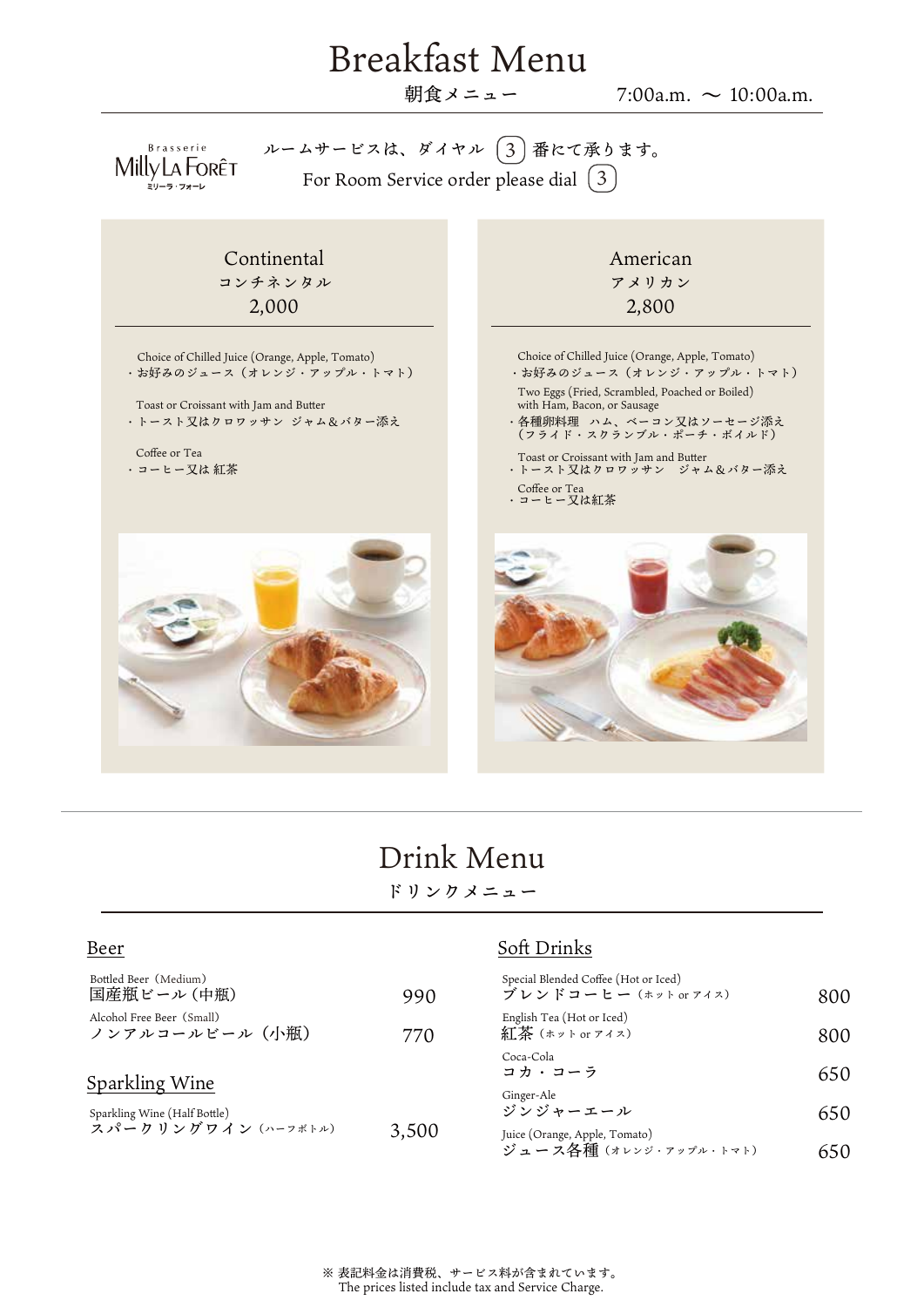# Breakfast Menu

朝食メニュー　7:00a.m. 〜 10:00a.m.

Brasserie Milly La Forêt ミリーラ・フォーレ

ルームサービスは、ダイヤル (3) 番にて承ります。
For Room Service order please dial (3)

## Continental
コンチネンタル
2,000

Choice of Chilled Juice (Orange, Apple, Tomato)
・お好みのジュース（オレンジ・アップル・トマト）

Toast or Croissant with Jam and Butter
・トースト又はクロワッサン ジャム＆バター添え

Coffee or Tea
・コーヒー又は 紅茶

## American
アメリカン
2,800

Choice of Chilled Juice (Orange, Apple, Tomato)
・お好みのジュース（オレンジ・アップル・トマト）

Two Eggs (Fried, Scrambled, Poached or Boiled) with Ham, Bacon, or Sausage
・各種卵料理 ハム、ベーコン又はソーセージ添え（フライド・スクランブル・ポーチ・ボイルド）

Toast or Croissant with Jam and Butter
・トースト又はクロワッサン ジャム＆バター添え

Coffee or Tea
・コーヒー又は紅茶

# Drink Menu

ドリンクメニュー

## Beer

| | |
|---|---|
| Bottled Beer (Medium) 国産瓶ビール（中瓶） | 990 |
| Alcohol Free Beer (Small) ノンアルコールビール（小瓶） | 770 |

## Sparkling Wine

| | |
|---|---|
| Sparkling Wine (Half Bottle) スパークリングワイン（ハーフボトル） | 3,500 |

## Soft Drinks

| | |
|---|---|
| Special Blended Coffee (Hot or Iced) ブレンドコーヒー（ホット or アイス） | 800 |
| English Tea (Hot or Iced) 紅茶（ホット or アイス） | 800 |
| Coca-Cola コカ・コーラ | 650 |
| Ginger-Ale ジンジャーエール | 650 |
| Juice (Orange, Apple, Tomato) ジュース各種（オレンジ・アップル・トマト） | 650 |

※ 表記料金は消費税、サービス料が含まれています。
The prices listed include tax and Service Charge.